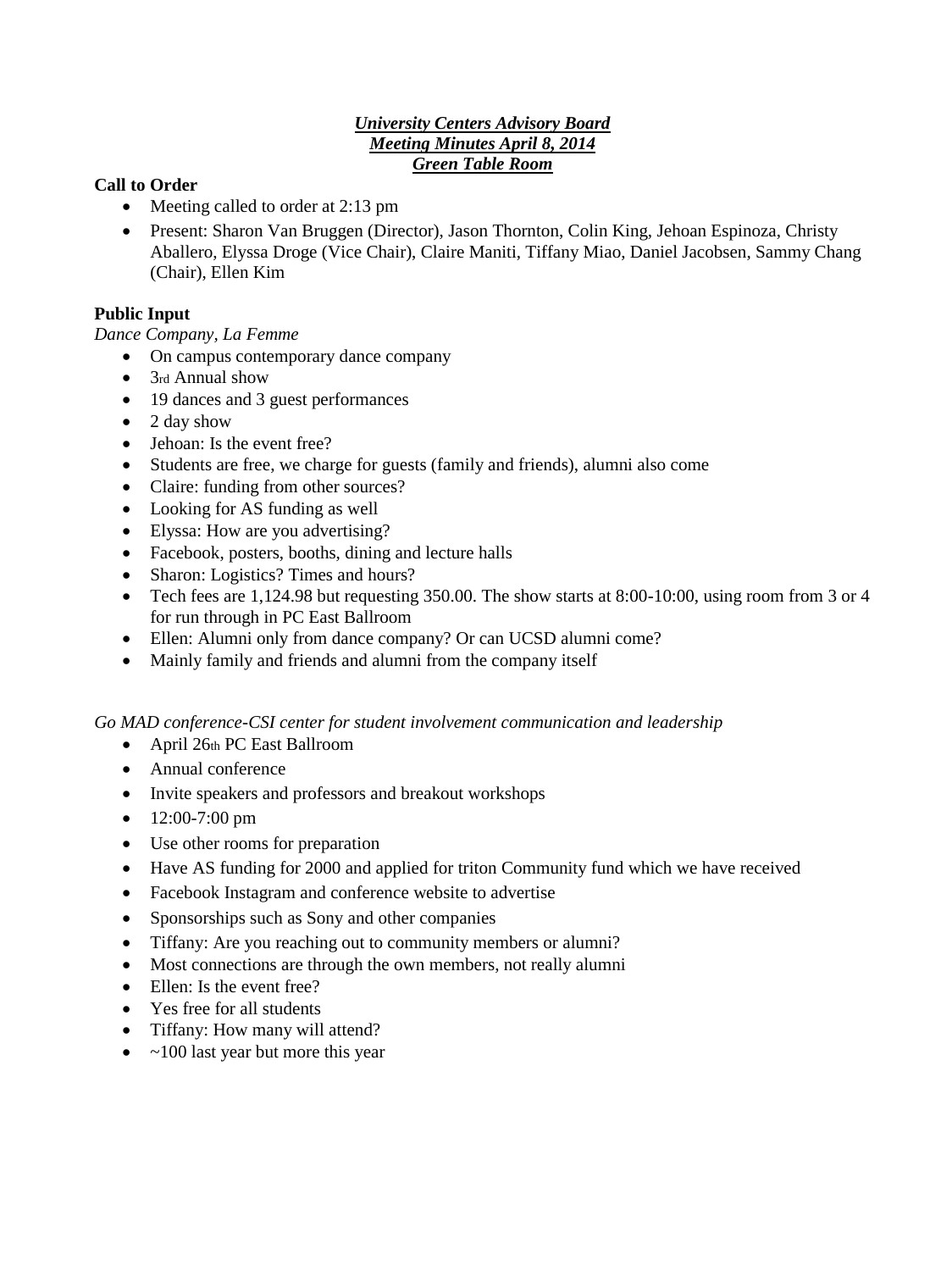***University Centers Advisory Board***
***Meeting Minutes April 8, 2014***
***Green Table Room***

**Call to Order**

- Meeting called to order at 2:13 pm
- Present: Sharon Van Bruggen (Director), Jason Thornton, Colin King, Jehoan Espinoza, Christy Aballero, Elyssa Droge (Vice Chair), Claire Maniti, Tiffany Miao, Daniel Jacobsen, Sammy Chang (Chair), Ellen Kim

**Public Input**

*Dance Company, La Femme*

- On campus contemporary dance company
- 3rd Annual show
- 19 dances and 3 guest performances
- 2 day show
- Jehoan: Is the event free?
- Students are free, we charge for guests (family and friends), alumni also come
- Claire: funding from other sources?
- Looking for AS funding as well
- Elyssa: How are you advertising?
- Facebook, posters, booths, dining and lecture halls
- Sharon: Logistics? Times and hours?
- Tech fees are 1,124.98 but requesting 350.00. The show starts at 8:00-10:00, using room from 3 or 4 for run through in PC East Ballroom
- Ellen: Alumni only from dance company? Or can UCSD alumni come?
- Mainly family and friends and alumni from the company itself

*Go MAD conference-CSI center for student involvement communication and leadership*

- April 26th PC East Ballroom
- Annual conference
- Invite speakers and professors and breakout workshops
- 12:00-7:00 pm
- Use other rooms for preparation
- Have AS funding for 2000 and applied for triton Community fund which we have received
- Facebook Instagram and conference website to advertise
- Sponsorships such as Sony and other companies
- Tiffany: Are you reaching out to community members or alumni?
- Most connections are through the own members, not really alumni
- Ellen: Is the event free?
- Yes free for all students
- Tiffany: How many will attend?
- ~100 last year but more this year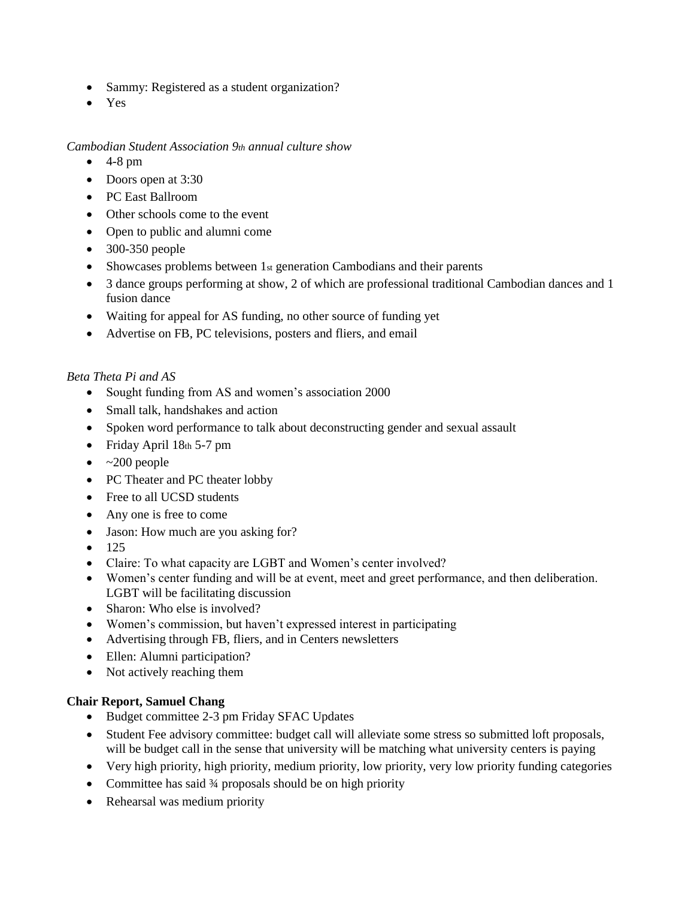- Sammy: Registered as a student organization?
- Yes

*Cambodian Student Association 9th annual culture show*

- 4-8 pm
- Doors open at 3:30
- PC East Ballroom
- Other schools come to the event
- Open to public and alumni come
- 300-350 people
- Showcases problems between 1st generation Cambodians and their parents
- 3 dance groups performing at show, 2 of which are professional traditional Cambodian dances and 1 fusion dance
- Waiting for appeal for AS funding, no other source of funding yet
- Advertise on FB, PC televisions, posters and fliers, and email

*Beta Theta Pi and AS*

- Sought funding from AS and women's association 2000
- Small talk, handshakes and action
- Spoken word performance to talk about deconstructing gender and sexual assault
- Friday April 18th 5-7 pm
- ~200 people
- PC Theater and PC theater lobby
- Free to all UCSD students
- Any one is free to come
- Jason: How much are you asking for?
- 125
- Claire: To what capacity are LGBT and Women's center involved?
- Women's center funding and will be at event, meet and greet performance, and then deliberation. LGBT will be facilitating discussion
- Sharon: Who else is involved?
- Women's commission, but haven't expressed interest in participating
- Advertising through FB, fliers, and in Centers newsletters
- Ellen: Alumni participation?
- Not actively reaching them

**Chair Report, Samuel Chang**

- Budget committee 2-3 pm Friday SFAC Updates
- Student Fee advisory committee: budget call will alleviate some stress so submitted loft proposals, will be budget call in the sense that university will be matching what university centers is paying
- Very high priority, high priority, medium priority, low priority, very low priority funding categories
- Committee has said ¾ proposals should be on high priority
- Rehearsal was medium priority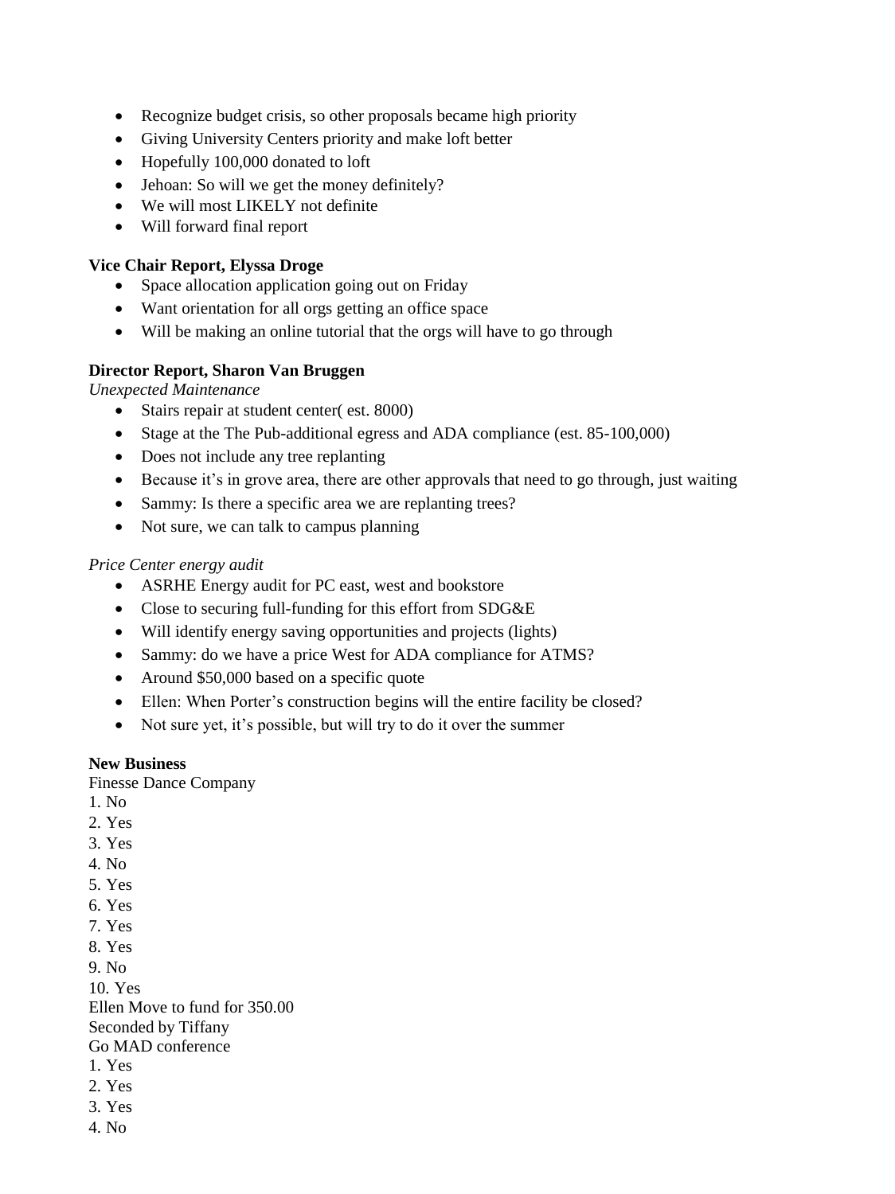- Recognize budget crisis, so other proposals became high priority
- Giving University Centers priority and make loft better
- Hopefully 100,000 donated to loft
- Jehoan: So will we get the money definitely?
- We will most LIKELY not definite
- Will forward final report

**Vice Chair Report, Elyssa Droge**

- Space allocation application going out on Friday
- Want orientation for all orgs getting an office space
- Will be making an online tutorial that the orgs will have to go through

**Director Report, Sharon Van Bruggen**

*Unexpected Maintenance*

- Stairs repair at student center( est. 8000)
- Stage at the The Pub-additional egress and ADA compliance (est. 85-100,000)
- Does not include any tree replanting
- Because it's in grove area, there are other approvals that need to go through, just waiting
- Sammy: Is there a specific area we are replanting trees?
- Not sure, we can talk to campus planning

*Price Center energy audit*

- ASRHE Energy audit for PC east, west and bookstore
- Close to securing full-funding for this effort from SDG&E
- Will identify energy saving opportunities and projects (lights)
- Sammy: do we have a price West for ADA compliance for ATMS?
- Around $50,000 based on a specific quote
- Ellen: When Porter's construction begins will the entire facility be closed?
- Not sure yet, it's possible, but will try to do it over the summer

**New Business**

Finesse Dance Company
1. No
2. Yes
3. Yes
4. No
5. Yes
6. Yes
7. Yes
8. Yes
9. No
10. Yes

Ellen Move to fund for 350.00
Seconded by Tiffany

Go MAD conference
1. Yes
2. Yes
3. Yes
4. No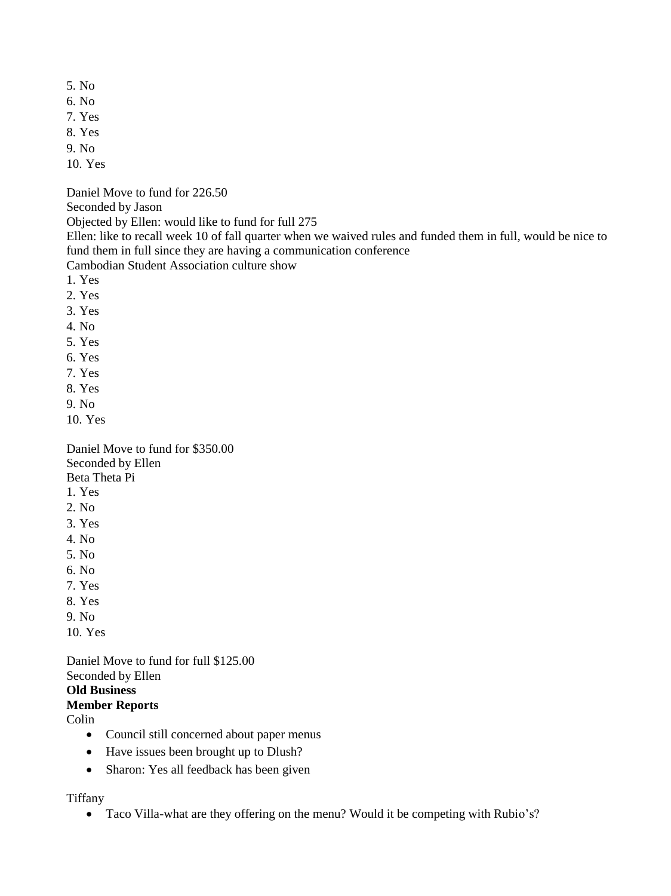5. No
6. No
7. Yes
8. Yes
9. No
10. Yes

Daniel Move to fund for 226.50
Seconded by Jason
Objected by Ellen: would like to fund for full 275
Ellen: like to recall week 10 of fall quarter when we waived rules and funded them in full, would be nice to fund them in full since they are having a communication conference
Cambodian Student Association culture show

1. Yes
2. Yes
3. Yes
4. No
5. Yes
6. Yes
7. Yes
8. Yes
9. No
10. Yes

Daniel Move to fund for $350.00
Seconded by Ellen
Beta Theta Pi

1. Yes
2. No
3. Yes
4. No
5. No
6. No
7. Yes
8. Yes
9. No
10. Yes

Daniel Move to fund for full $125.00
Seconded by Ellen

**Old Business**

**Member Reports**

Colin

- Council still concerned about paper menus
- Have issues been brought up to Dlush?
- Sharon: Yes all feedback has been given

Tiffany

- Taco Villa-what are they offering on the menu? Would it be competing with Rubio's?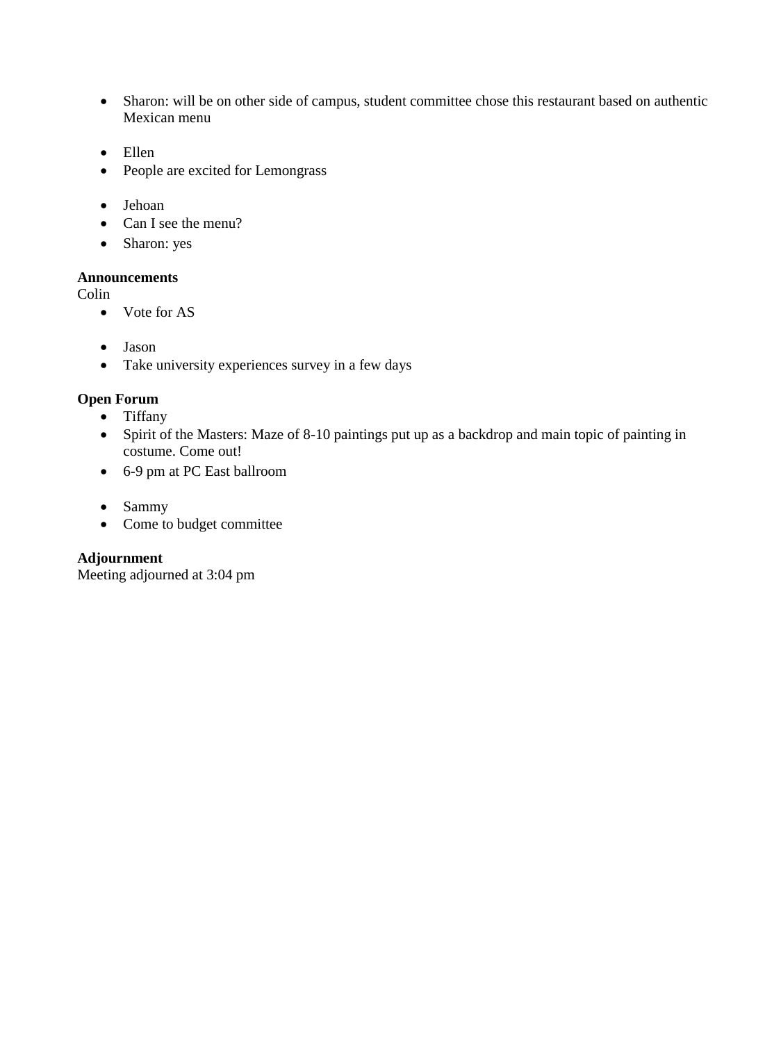- Sharon: will be on other side of campus, student committee chose this restaurant based on authentic Mexican menu

- Ellen
- People are excited for Lemongrass

- Jehoan
- Can I see the menu?
- Sharon: yes

**Announcements**
Colin
- Vote for AS

- Jason
- Take university experiences survey in a few days

**Open Forum**
- Tiffany
- Spirit of the Masters: Maze of 8-10 paintings put up as a backdrop and main topic of painting in costume. Come out!
- 6-9 pm at PC East ballroom

- Sammy
- Come to budget committee

**Adjournment**
Meeting adjourned at 3:04 pm